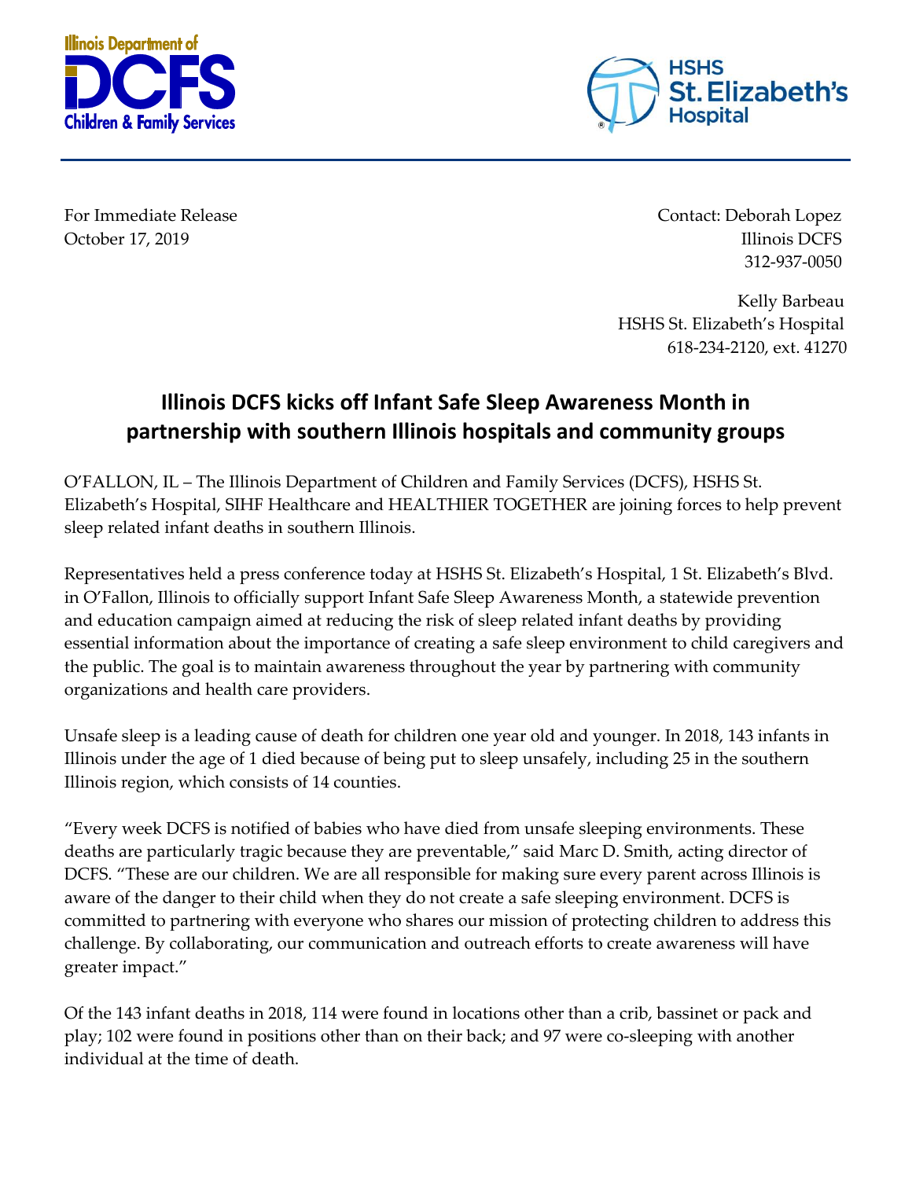Illinois Department of DCFS Children & Family Services

HSHS St. Elizabeth's Hospital

For Immediate Release
October 17, 2019

Contact: Deborah Lopez
Illinois DCFS
312-937-0050

Kelly Barbeau
HSHS St. Elizabeth's Hospital
618-234-2120, ext. 41270

# Illinois DCFS kicks off Infant Safe Sleep Awareness Month in partnership with southern Illinois hospitals and community groups

O'FALLON, IL – The Illinois Department of Children and Family Services (DCFS), HSHS St. Elizabeth's Hospital, SIHF Healthcare and HEALTHIER TOGETHER are joining forces to help prevent sleep related infant deaths in southern Illinois.

Representatives held a press conference today at HSHS St. Elizabeth's Hospital, 1 St. Elizabeth's Blvd. in O'Fallon, Illinois to officially support Infant Safe Sleep Awareness Month, a statewide prevention and education campaign aimed at reducing the risk of sleep related infant deaths by providing essential information about the importance of creating a safe sleep environment to child caregivers and the public. The goal is to maintain awareness throughout the year by partnering with community organizations and health care providers.

Unsafe sleep is a leading cause of death for children one year old and younger. In 2018, 143 infants in Illinois under the age of 1 died because of being put to sleep unsafely, including 25 in the southern Illinois region, which consists of 14 counties.

"Every week DCFS is notified of babies who have died from unsafe sleeping environments. These deaths are particularly tragic because they are preventable," said Marc D. Smith, acting director of DCFS. "These are our children. We are all responsible for making sure every parent across Illinois is aware of the danger to their child when they do not create a safe sleeping environment. DCFS is committed to partnering with everyone who shares our mission of protecting children to address this challenge. By collaborating, our communication and outreach efforts to create awareness will have greater impact."

Of the 143 infant deaths in 2018, 114 were found in locations other than a crib, bassinet or pack and play; 102 were found in positions other than on their back; and 97 were co-sleeping with another individual at the time of death.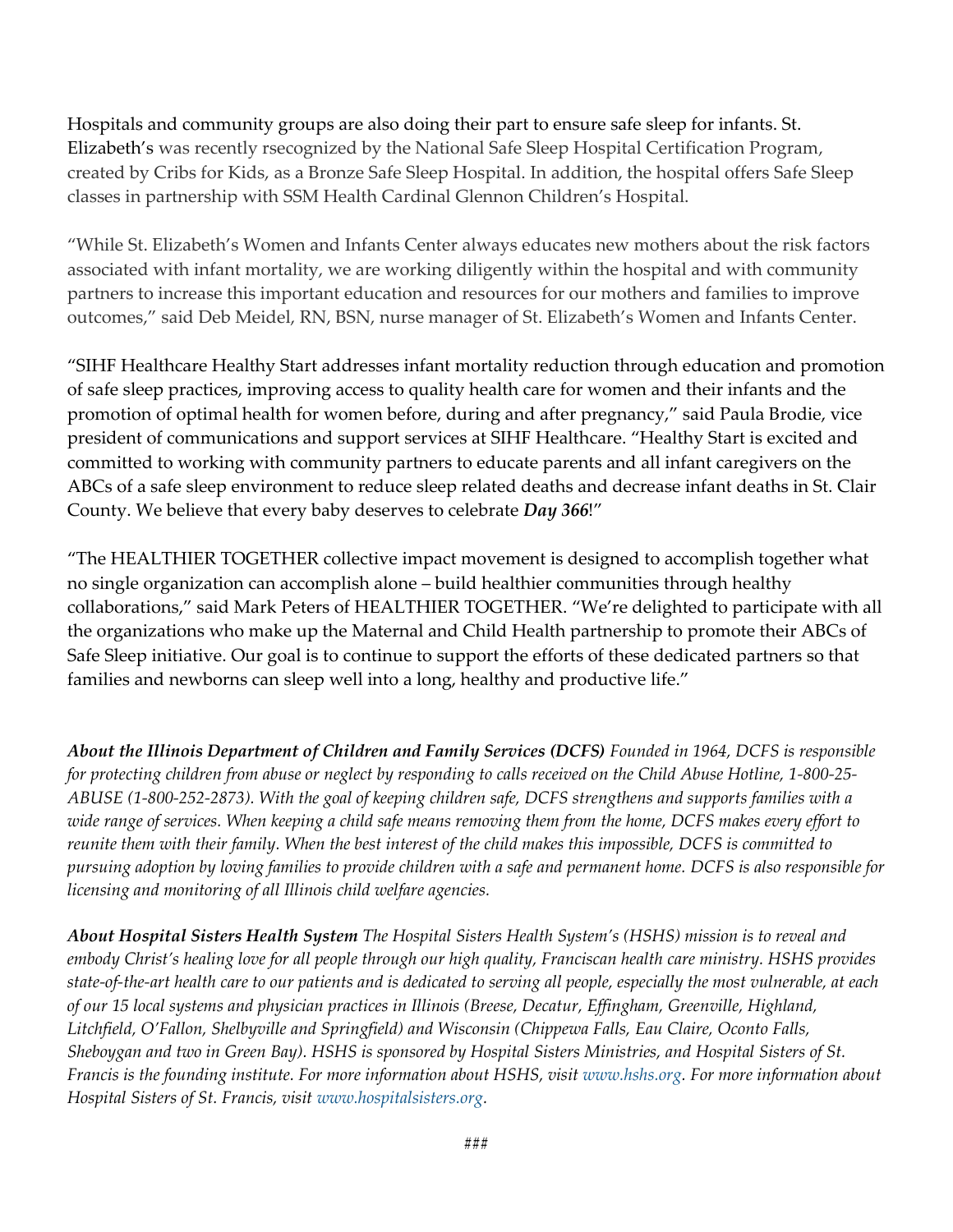Hospitals and community groups are also doing their part to ensure safe sleep for infants. St. Elizabeth's was recently rsecognized by the National Safe Sleep Hospital Certification Program, created by Cribs for Kids, as a Bronze Safe Sleep Hospital. In addition, the hospital offers Safe Sleep classes in partnership with SSM Health Cardinal Glennon Children's Hospital.

"While St. Elizabeth's Women and Infants Center always educates new mothers about the risk factors associated with infant mortality, we are working diligently within the hospital and with community partners to increase this important education and resources for our mothers and families to improve outcomes," said Deb Meidel, RN, BSN, nurse manager of St. Elizabeth's Women and Infants Center.

"SIHF Healthcare Healthy Start addresses infant mortality reduction through education and promotion of safe sleep practices, improving access to quality health care for women and their infants and the promotion of optimal health for women before, during and after pregnancy," said Paula Brodie, vice president of communications and support services at SIHF Healthcare. "Healthy Start is excited and committed to working with community partners to educate parents and all infant caregivers on the ABCs of a safe sleep environment to reduce sleep related deaths and decrease infant deaths in St. Clair County. We believe that every baby deserves to celebrate ***Day 366***!"

"The HEALTHIER TOGETHER collective impact movement is designed to accomplish together what no single organization can accomplish alone – build healthier communities through healthy collaborations," said Mark Peters of HEALTHIER TOGETHER. "We're delighted to participate with all the organizations who make up the Maternal and Child Health partnership to promote their ABCs of Safe Sleep initiative. Our goal is to continue to support the efforts of these dedicated partners so that families and newborns can sleep well into a long, healthy and productive life."

***About the Illinois Department of Children and Family Services (DCFS)*** *Founded in 1964, DCFS is responsible for protecting children from abuse or neglect by responding to calls received on the Child Abuse Hotline, 1-800-25-ABUSE (1-800-252-2873). With the goal of keeping children safe, DCFS strengthens and supports families with a wide range of services. When keeping a child safe means removing them from the home, DCFS makes every effort to reunite them with their family. When the best interest of the child makes this impossible, DCFS is committed to pursuing adoption by loving families to provide children with a safe and permanent home. DCFS is also responsible for licensing and monitoring of all Illinois child welfare agencies.*

***About Hospital Sisters Health System*** *The Hospital Sisters Health System's (HSHS) mission is to reveal and embody Christ's healing love for all people through our high quality, Franciscan health care ministry. HSHS provides state-of-the-art health care to our patients and is dedicated to serving all people, especially the most vulnerable, at each of our 15 local systems and physician practices in Illinois (Breese, Decatur, Effingham, Greenville, Highland, Litchfield, O'Fallon, Shelbyville and Springfield) and Wisconsin (Chippewa Falls, Eau Claire, Oconto Falls, Sheboygan and two in Green Bay). HSHS is sponsored by Hospital Sisters Ministries, and Hospital Sisters of St. Francis is the founding institute. For more information about HSHS, visit www.hshs.org. For more information about Hospital Sisters of St. Francis, visit www.hospitalsisters.org.*

###